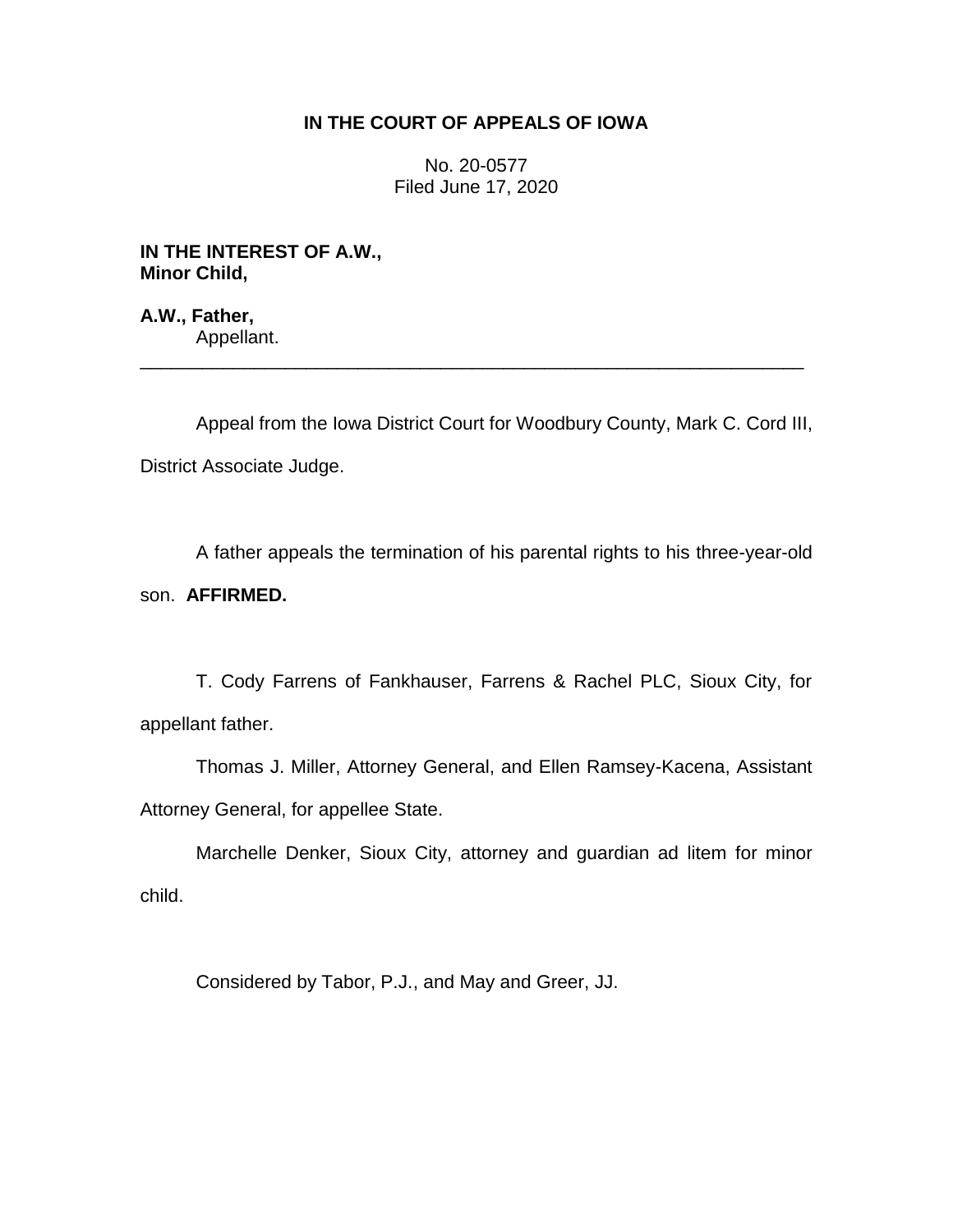# IN THE COURT OF APPEALS OF IOWA

No. 20-0577
Filed June 17, 2020

**IN THE INTEREST OF A.W.,**
**Minor Child,**

**A.W., Father,**
Appellant.

---

Appeal from the Iowa District Court for Woodbury County, Mark C. Cord III, District Associate Judge.

A father appeals the termination of his parental rights to his three-year-old son. **AFFIRMED.**

T. Cody Farrens of Fankhauser, Farrens & Rachel PLC, Sioux City, for appellant father.

Thomas J. Miller, Attorney General, and Ellen Ramsey-Kacena, Assistant Attorney General, for appellee State.

Marchelle Denker, Sioux City, attorney and guardian ad litem for minor child.

Considered by Tabor, P.J., and May and Greer, JJ.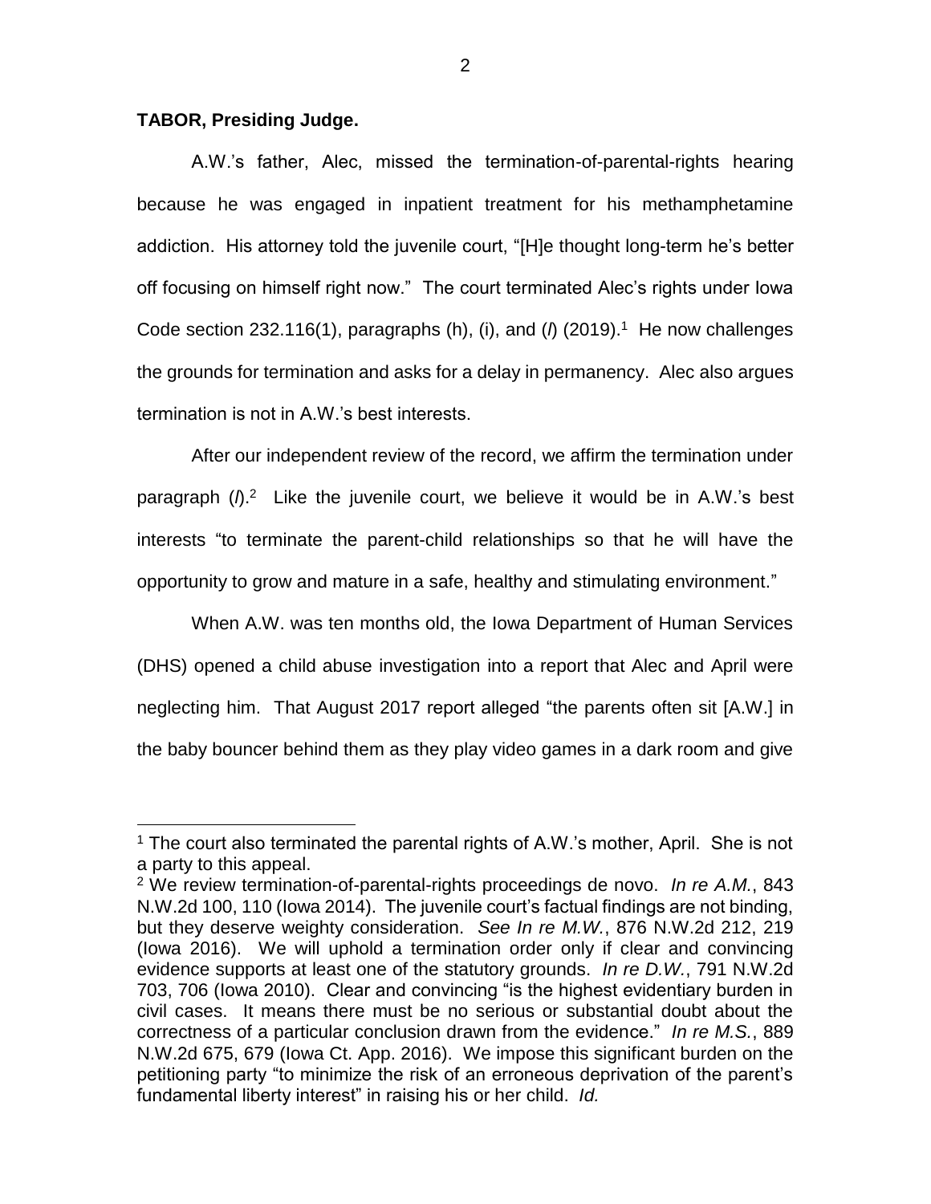**TABOR, Presiding Judge.**

A.W.'s father, Alec, missed the termination-of-parental-rights hearing because he was engaged in inpatient treatment for his methamphetamine addiction. His attorney told the juvenile court, "[H]e thought long-term he's better off focusing on himself right now." The court terminated Alec's rights under Iowa Code section 232.116(1), paragraphs (h), (i), and (*l*) (2019).[1] He now challenges the grounds for termination and asks for a delay in permanency. Alec also argues termination is not in A.W.'s best interests.

After our independent review of the record, we affirm the termination under paragraph (*l*).[2] Like the juvenile court, we believe it would be in A.W.'s best interests "to terminate the parent-child relationships so that he will have the opportunity to grow and mature in a safe, healthy and stimulating environment."

When A.W. was ten months old, the Iowa Department of Human Services (DHS) opened a child abuse investigation into a report that Alec and April were neglecting him. That August 2017 report alleged "the parents often sit [A.W.] in the baby bouncer behind them as they play video games in a dark room and give

---

[1] The court also terminated the parental rights of A.W.'s mother, April. She is not a party to this appeal.

[2] We review termination-of-parental-rights proceedings de novo. *In re A.M.*, 843 N.W.2d 100, 110 (Iowa 2014). The juvenile court's factual findings are not binding, but they deserve weighty consideration. *See In re M.W.*, 876 N.W.2d 212, 219 (Iowa 2016). We will uphold a termination order only if clear and convincing evidence supports at least one of the statutory grounds. *In re D.W.*, 791 N.W.2d 703, 706 (Iowa 2010). Clear and convincing "is the highest evidentiary burden in civil cases. It means there must be no serious or substantial doubt about the correctness of a particular conclusion drawn from the evidence." *In re M.S.*, 889 N.W.2d 675, 679 (Iowa Ct. App. 2016). We impose this significant burden on the petitioning party "to minimize the risk of an erroneous deprivation of the parent's fundamental liberty interest" in raising his or her child. *Id.*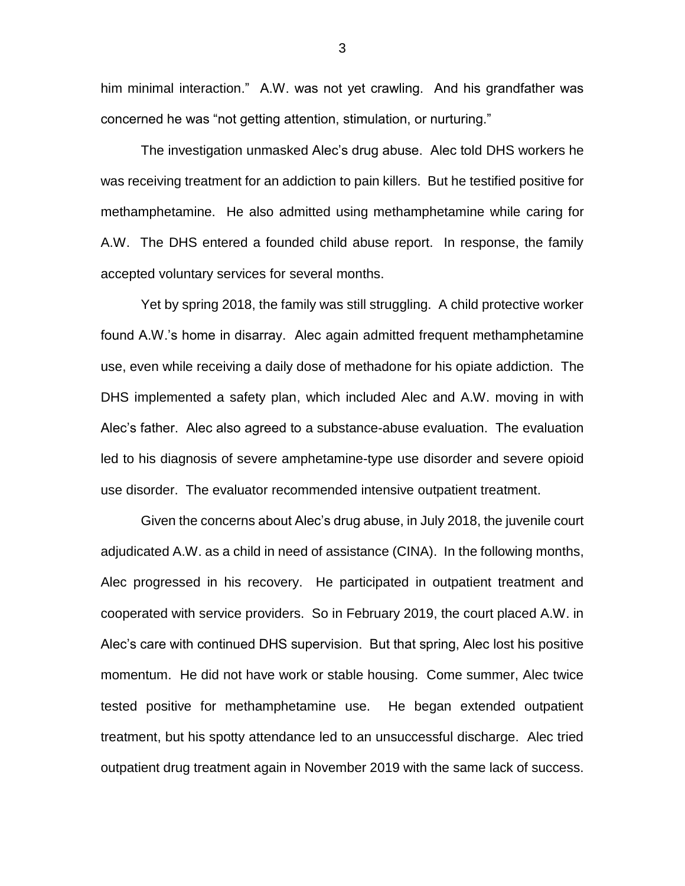him minimal interaction." A.W. was not yet crawling. And his grandfather was concerned he was "not getting attention, stimulation, or nurturing."

The investigation unmasked Alec's drug abuse. Alec told DHS workers he was receiving treatment for an addiction to pain killers. But he testified positive for methamphetamine. He also admitted using methamphetamine while caring for A.W. The DHS entered a founded child abuse report. In response, the family accepted voluntary services for several months.

Yet by spring 2018, the family was still struggling. A child protective worker found A.W.'s home in disarray. Alec again admitted frequent methamphetamine use, even while receiving a daily dose of methadone for his opiate addiction. The DHS implemented a safety plan, which included Alec and A.W. moving in with Alec's father. Alec also agreed to a substance-abuse evaluation. The evaluation led to his diagnosis of severe amphetamine-type use disorder and severe opioid use disorder. The evaluator recommended intensive outpatient treatment.

Given the concerns about Alec's drug abuse, in July 2018, the juvenile court adjudicated A.W. as a child in need of assistance (CINA). In the following months, Alec progressed in his recovery. He participated in outpatient treatment and cooperated with service providers. So in February 2019, the court placed A.W. in Alec's care with continued DHS supervision. But that spring, Alec lost his positive momentum. He did not have work or stable housing. Come summer, Alec twice tested positive for methamphetamine use. He began extended outpatient treatment, but his spotty attendance led to an unsuccessful discharge. Alec tried outpatient drug treatment again in November 2019 with the same lack of success.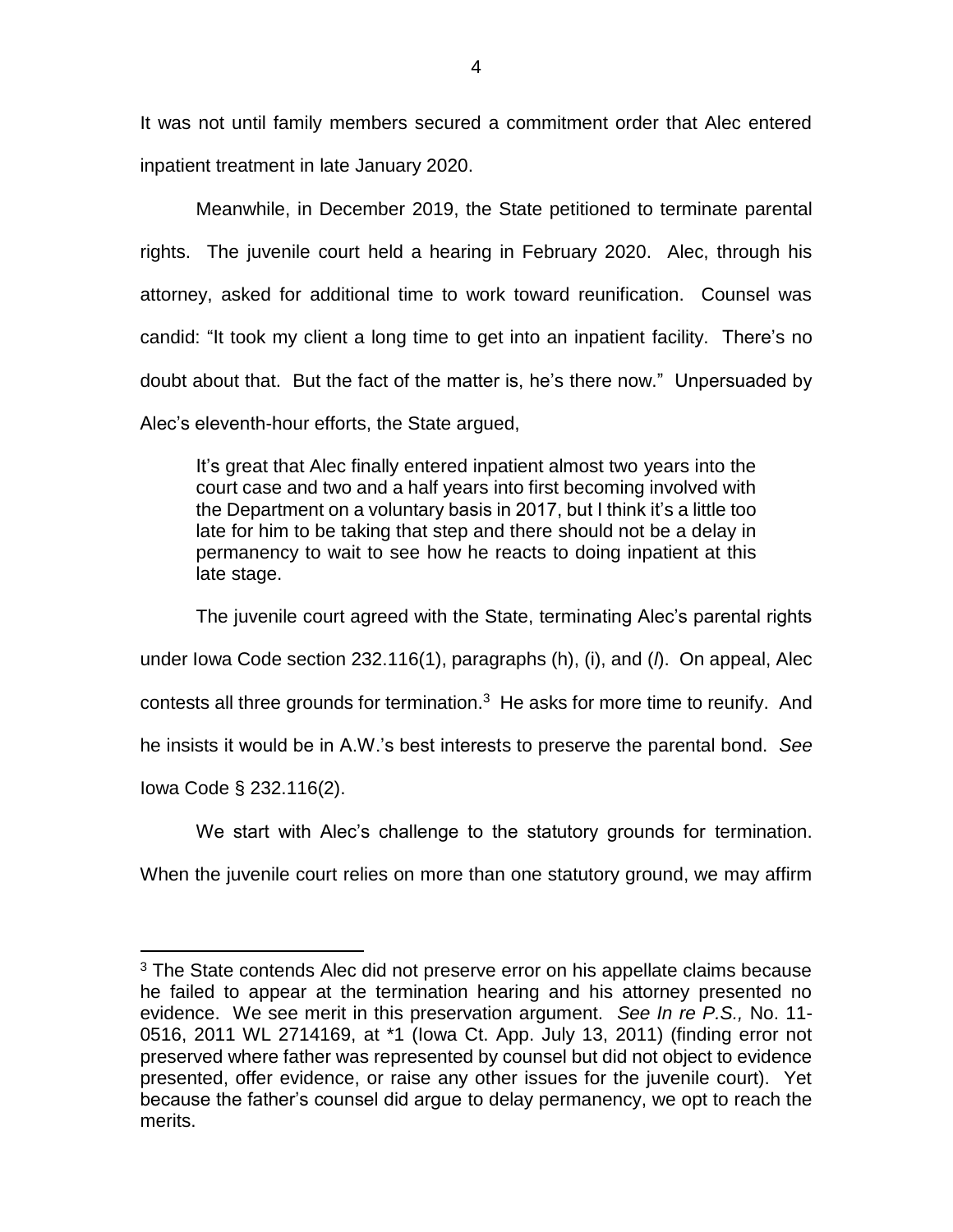It was not until family members secured a commitment order that Alec entered inpatient treatment in late January 2020.

Meanwhile, in December 2019, the State petitioned to terminate parental rights. The juvenile court held a hearing in February 2020. Alec, through his attorney, asked for additional time to work toward reunification. Counsel was candid: "It took my client a long time to get into an inpatient facility. There's no doubt about that. But the fact of the matter is, he's there now." Unpersuaded by Alec's eleventh-hour efforts, the State argued,

> It's great that Alec finally entered inpatient almost two years into the court case and two and a half years into first becoming involved with the Department on a voluntary basis in 2017, but I think it's a little too late for him to be taking that step and there should not be a delay in permanency to wait to see how he reacts to doing inpatient at this late stage.

The juvenile court agreed with the State, terminating Alec's parental rights under Iowa Code section 232.116(1), paragraphs (h), (i), and (*l*). On appeal, Alec contests all three grounds for termination.[3] He asks for more time to reunify. And he insists it would be in A.W.'s best interests to preserve the parental bond. *See* Iowa Code § 232.116(2).

We start with Alec's challenge to the statutory grounds for termination. When the juvenile court relies on more than one statutory ground, we may affirm

---

[3] The State contends Alec did not preserve error on his appellate claims because he failed to appear at the termination hearing and his attorney presented no evidence. We see merit in this preservation argument. *See In re P.S.,* No. 11-0516, 2011 WL 2714169, at *1 (Iowa Ct. App. July 13, 2011) (finding error not preserved where father was represented by counsel but did not object to evidence presented, offer evidence, or raise any other issues for the juvenile court). Yet because the father's counsel did argue to delay permanency, we opt to reach the merits.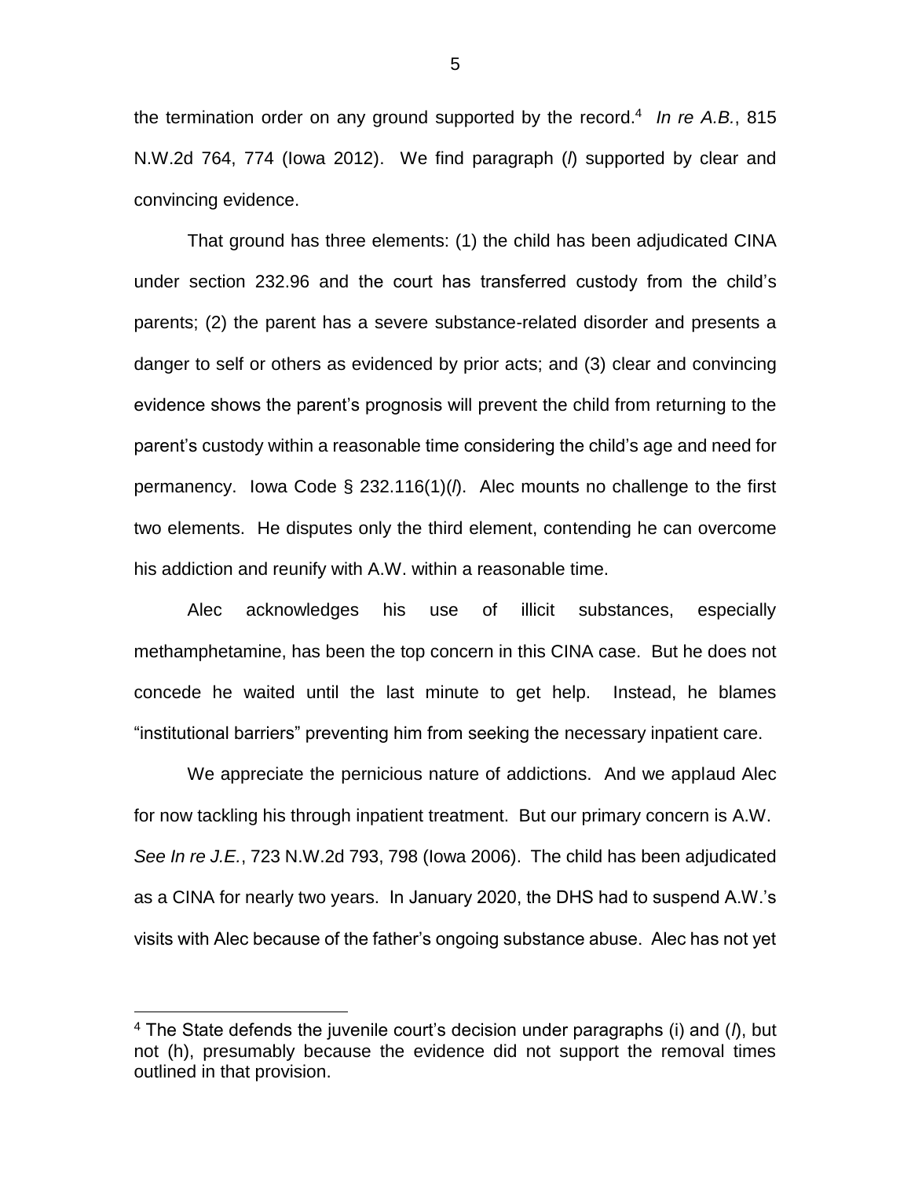the termination order on any ground supported by the record.[4] *In re A.B.*, 815 N.W.2d 764, 774 (Iowa 2012). We find paragraph (*l*) supported by clear and convincing evidence.

That ground has three elements: (1) the child has been adjudicated CINA under section 232.96 and the court has transferred custody from the child's parents; (2) the parent has a severe substance-related disorder and presents a danger to self or others as evidenced by prior acts; and (3) clear and convincing evidence shows the parent's prognosis will prevent the child from returning to the parent's custody within a reasonable time considering the child's age and need for permanency. Iowa Code § 232.116(1)(*l*). Alec mounts no challenge to the first two elements. He disputes only the third element, contending he can overcome his addiction and reunify with A.W. within a reasonable time.

Alec acknowledges his use of illicit substances, especially methamphetamine, has been the top concern in this CINA case. But he does not concede he waited until the last minute to get help. Instead, he blames "institutional barriers" preventing him from seeking the necessary inpatient care.

We appreciate the pernicious nature of addictions. And we applaud Alec for now tackling his through inpatient treatment. But our primary concern is A.W. *See In re J.E.*, 723 N.W.2d 793, 798 (Iowa 2006). The child has been adjudicated as a CINA for nearly two years. In January 2020, the DHS had to suspend A.W.'s visits with Alec because of the father's ongoing substance abuse. Alec has not yet

[4] The State defends the juvenile court's decision under paragraphs (i) and (*l*), but not (h), presumably because the evidence did not support the removal times outlined in that provision.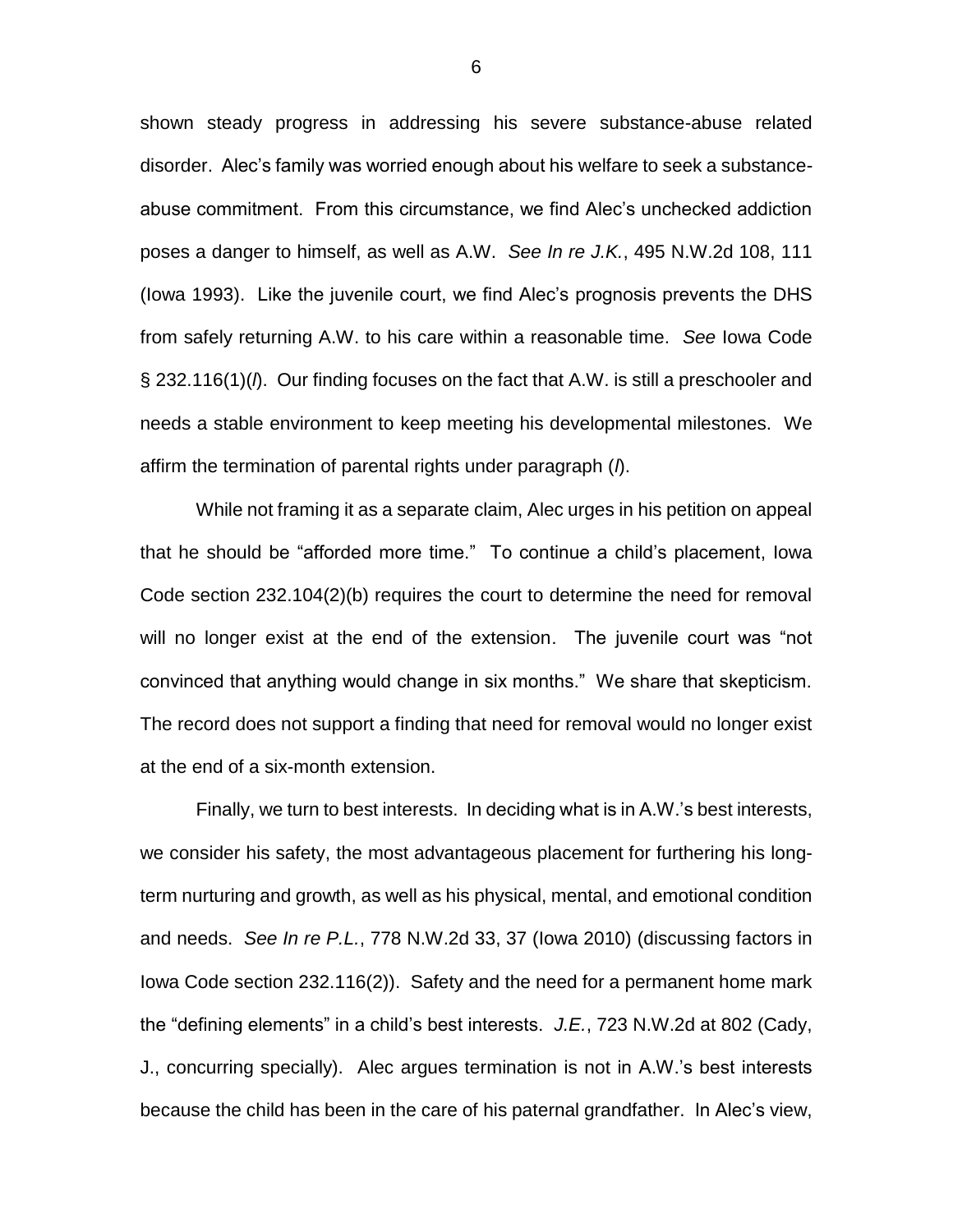shown steady progress in addressing his severe substance-abuse related disorder. Alec's family was worried enough about his welfare to seek a substance-abuse commitment. From this circumstance, we find Alec's unchecked addiction poses a danger to himself, as well as A.W. *See In re J.K.*, 495 N.W.2d 108, 111 (Iowa 1993). Like the juvenile court, we find Alec's prognosis prevents the DHS from safely returning A.W. to his care within a reasonable time. *See* Iowa Code § 232.116(1)(*l*). Our finding focuses on the fact that A.W. is still a preschooler and needs a stable environment to keep meeting his developmental milestones. We affirm the termination of parental rights under paragraph (*l*).

While not framing it as a separate claim, Alec urges in his petition on appeal that he should be "afforded more time." To continue a child's placement, Iowa Code section 232.104(2)(b) requires the court to determine the need for removal will no longer exist at the end of the extension. The juvenile court was "not convinced that anything would change in six months." We share that skepticism. The record does not support a finding that need for removal would no longer exist at the end of a six-month extension.

Finally, we turn to best interests. In deciding what is in A.W.'s best interests, we consider his safety, the most advantageous placement for furthering his long-term nurturing and growth, as well as his physical, mental, and emotional condition and needs. *See In re P.L.*, 778 N.W.2d 33, 37 (Iowa 2010) (discussing factors in Iowa Code section 232.116(2)). Safety and the need for a permanent home mark the "defining elements" in a child's best interests. *J.E.*, 723 N.W.2d at 802 (Cady, J., concurring specially). Alec argues termination is not in A.W.'s best interests because the child has been in the care of his paternal grandfather. In Alec's view,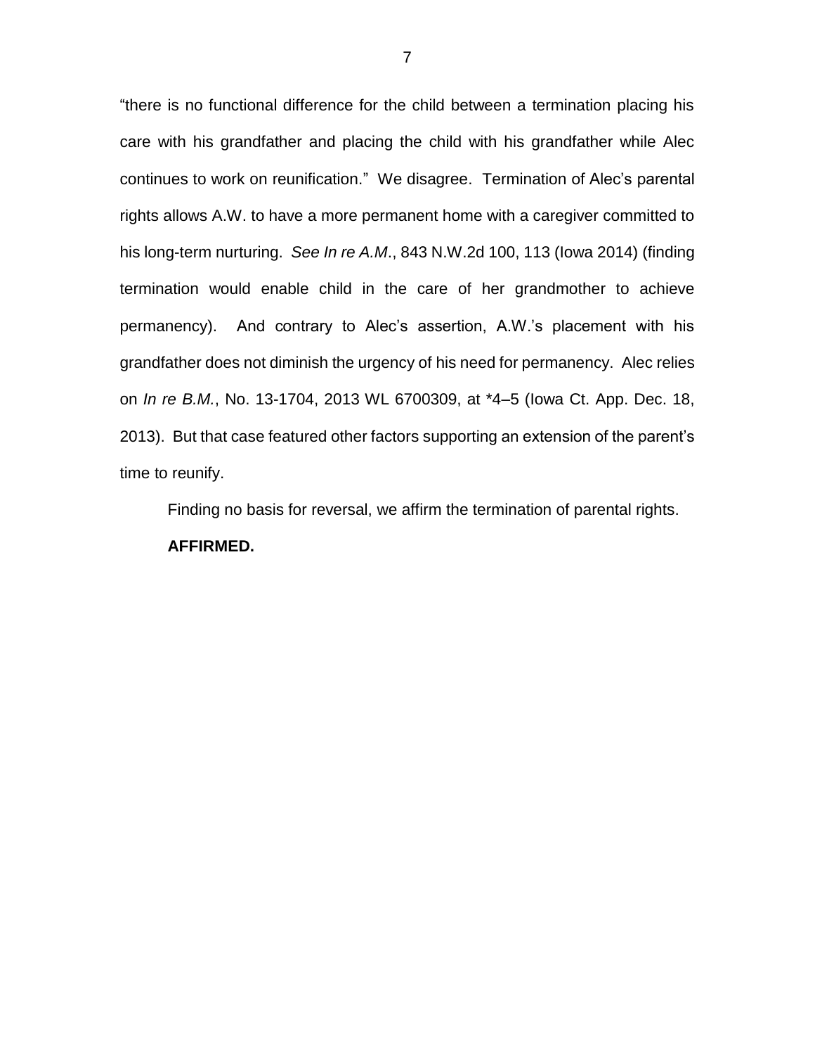"there is no functional difference for the child between a termination placing his care with his grandfather and placing the child with his grandfather while Alec continues to work on reunification." We disagree. Termination of Alec's parental rights allows A.W. to have a more permanent home with a caregiver committed to his long-term nurturing. *See In re A.M.*, 843 N.W.2d 100, 113 (Iowa 2014) (finding termination would enable child in the care of her grandmother to achieve permanency). And contrary to Alec's assertion, A.W.'s placement with his grandfather does not diminish the urgency of his need for permanency. Alec relies on *In re B.M.*, No. 13-1704, 2013 WL 6700309, at *4–5 (Iowa Ct. App. Dec. 18, 2013). But that case featured other factors supporting an extension of the parent's time to reunify.

Finding no basis for reversal, we affirm the termination of parental rights.

**AFFIRMED.**